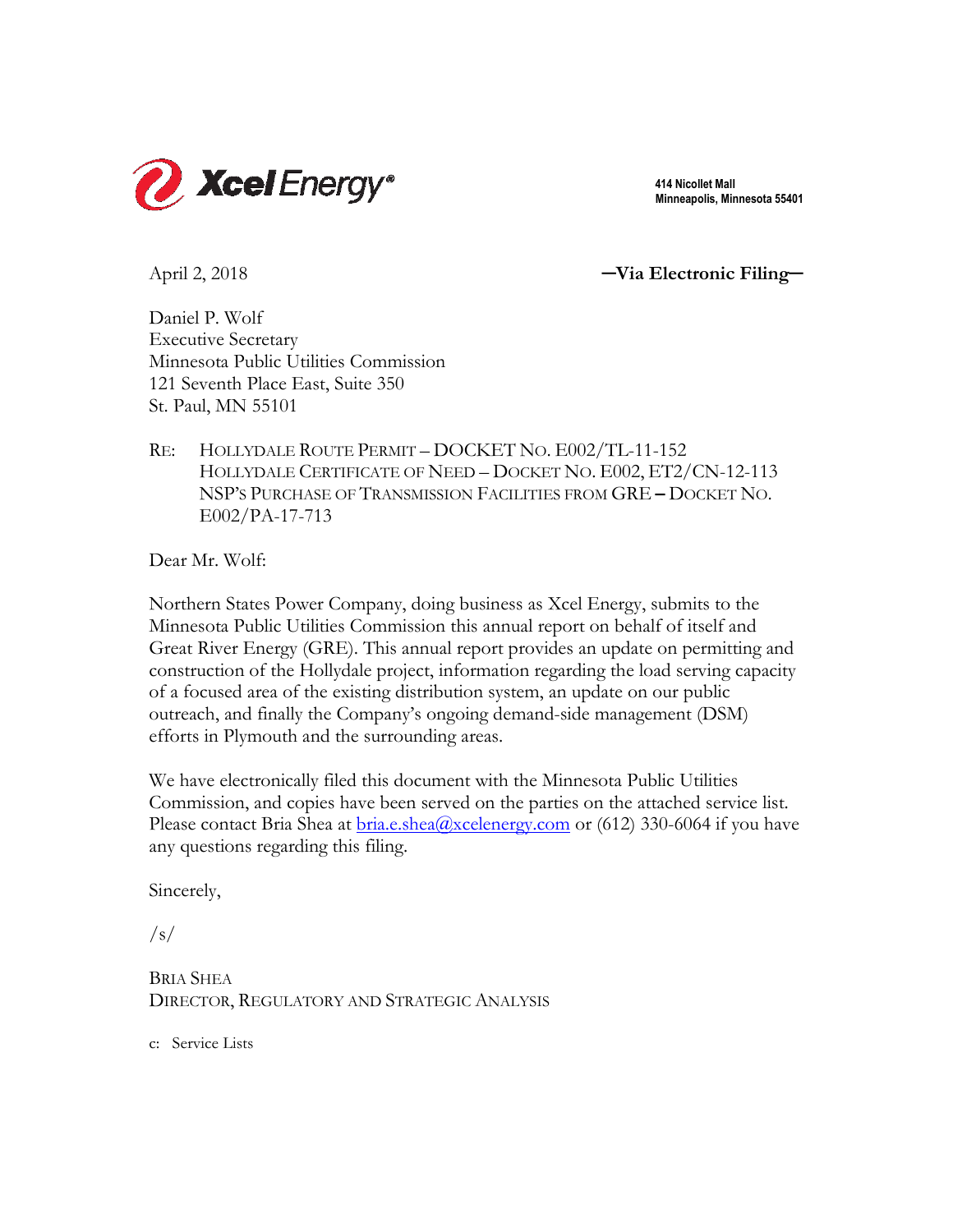Xcel Energy®

414 Nicollet Mall
Minneapolis, Minnesota 55401

April 2, 2018

**—Via Electronic Filing—**

Daniel P. Wolf
Executive Secretary
Minnesota Public Utilities Commission
121 Seventh Place East, Suite 350
St. Paul, MN 55101

RE: HOLLYDALE ROUTE PERMIT – DOCKET NO. E002/TL-11-152
HOLLYDALE CERTIFICATE OF NEED – DOCKET NO. E002, ET2/CN-12-113
NSP'S PURCHASE OF TRANSMISSION FACILITIES FROM GRE – DOCKET NO. E002/PA-17-713

Dear Mr. Wolf:

Northern States Power Company, doing business as Xcel Energy, submits to the Minnesota Public Utilities Commission this annual report on behalf of itself and Great River Energy (GRE). This annual report provides an update on permitting and construction of the Hollydale project, information regarding the load serving capacity of a focused area of the existing distribution system, an update on our public outreach, and finally the Company's ongoing demand-side management (DSM) efforts in Plymouth and the surrounding areas.

We have electronically filed this document with the Minnesota Public Utilities Commission, and copies have been served on the parties on the attached service list. Please contact Bria Shea at bria.e.shea@xcelenergy.com or (612) 330-6064 if you have any questions regarding this filing.

Sincerely,

/s/

BRIA SHEA
DIRECTOR, REGULATORY AND STRATEGIC ANALYSIS

c: Service Lists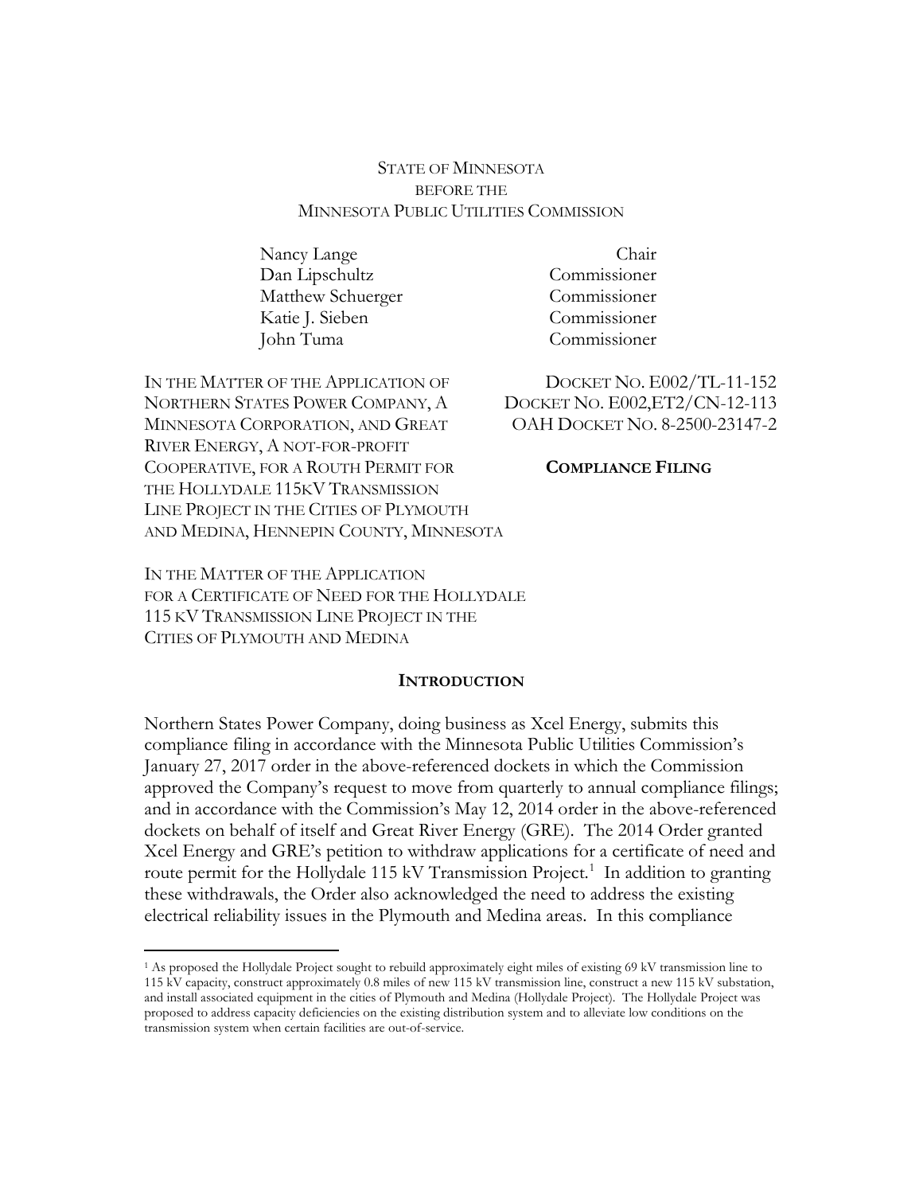STATE OF MINNESOTA
BEFORE THE
MINNESOTA PUBLIC UTILITIES COMMISSION

| | |
|---|---|
| Nancy Lange | Chair |
| Dan Lipschultz | Commissioner |
| Matthew Schuerger | Commissioner |
| Katie J. Sieben | Commissioner |
| John Tuma | Commissioner |

IN THE MATTER OF THE APPLICATION OF NORTHERN STATES POWER COMPANY, A MINNESOTA CORPORATION, AND GREAT RIVER ENERGY, A NOT-FOR-PROFIT COOPERATIVE, FOR A ROUTH PERMIT FOR THE HOLLYDALE 115KV TRANSMISSION LINE PROJECT IN THE CITIES OF PLYMOUTH AND MEDINA, HENNEPIN COUNTY, MINNESOTA

DOCKET NO. E002/TL-11-152
DOCKET NO. E002,ET2/CN-12-113
OAH DOCKET NO. 8-2500-23147-2

**COMPLIANCE FILING**

IN THE MATTER OF THE APPLICATION FOR A CERTIFICATE OF NEED FOR THE HOLLYDALE 115 KV TRANSMISSION LINE PROJECT IN THE CITIES OF PLYMOUTH AND MEDINA

## INTRODUCTION

Northern States Power Company, doing business as Xcel Energy, submits this compliance filing in accordance with the Minnesota Public Utilities Commission's January 27, 2017 order in the above-referenced dockets in which the Commission approved the Company's request to move from quarterly to annual compliance filings; and in accordance with the Commission's May 12, 2014 order in the above-referenced dockets on behalf of itself and Great River Energy (GRE). The 2014 Order granted Xcel Energy and GRE's petition to withdraw applications for a certificate of need and route permit for the Hollydale 115 kV Transmission Project.[1] In addition to granting these withdrawals, the Order also acknowledged the need to address the existing electrical reliability issues in the Plymouth and Medina areas. In this compliance

[1] As proposed the Hollydale Project sought to rebuild approximately eight miles of existing 69 kV transmission line to 115 kV capacity, construct approximately 0.8 miles of new 115 kV transmission line, construct a new 115 kV substation, and install associated equipment in the cities of Plymouth and Medina (Hollydale Project). The Hollydale Project was proposed to address capacity deficiencies on the existing distribution system and to alleviate low conditions on the transmission system when certain facilities are out-of-service.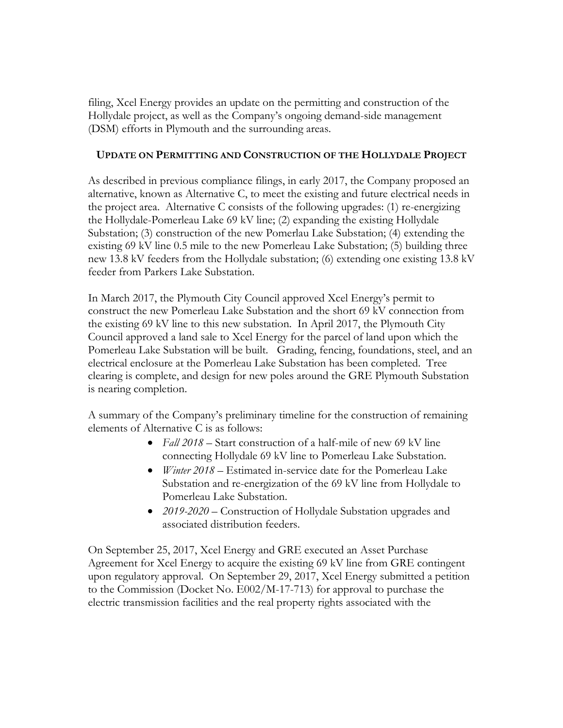filing, Xcel Energy provides an update on the permitting and construction of the Hollydale project, as well as the Company's ongoing demand-side management (DSM) efforts in Plymouth and the surrounding areas.

## Update on Permitting and Construction of the Hollydale Project

As described in previous compliance filings, in early 2017, the Company proposed an alternative, known as Alternative C, to meet the existing and future electrical needs in the project area. Alternative C consists of the following upgrades: (1) re-energizing the Hollydale-Pomerleau Lake 69 kV line; (2) expanding the existing Hollydale Substation; (3) construction of the new Pomerlau Lake Substation; (4) extending the existing 69 kV line 0.5 mile to the new Pomerleau Lake Substation; (5) building three new 13.8 kV feeders from the Hollydale substation; (6) extending one existing 13.8 kV feeder from Parkers Lake Substation.

In March 2017, the Plymouth City Council approved Xcel Energy's permit to construct the new Pomerleau Lake Substation and the short 69 kV connection from the existing 69 kV line to this new substation. In April 2017, the Plymouth City Council approved a land sale to Xcel Energy for the parcel of land upon which the Pomerleau Lake Substation will be built. Grading, fencing, foundations, steel, and an electrical enclosure at the Pomerleau Lake Substation has been completed. Tree clearing is complete, and design for new poles around the GRE Plymouth Substation is nearing completion.

A summary of the Company's preliminary timeline for the construction of remaining elements of Alternative C is as follows:

- *Fall 2018* – Start construction of a half-mile of new 69 kV line connecting Hollydale 69 kV line to Pomerleau Lake Substation.
- *Winter 2018* – Estimated in-service date for the Pomerleau Lake Substation and re-energization of the 69 kV line from Hollydale to Pomerleau Lake Substation.
- *2019-2020* – Construction of Hollydale Substation upgrades and associated distribution feeders.

On September 25, 2017, Xcel Energy and GRE executed an Asset Purchase Agreement for Xcel Energy to acquire the existing 69 kV line from GRE contingent upon regulatory approval. On September 29, 2017, Xcel Energy submitted a petition to the Commission (Docket No. E002/M-17-713) for approval to purchase the electric transmission facilities and the real property rights associated with the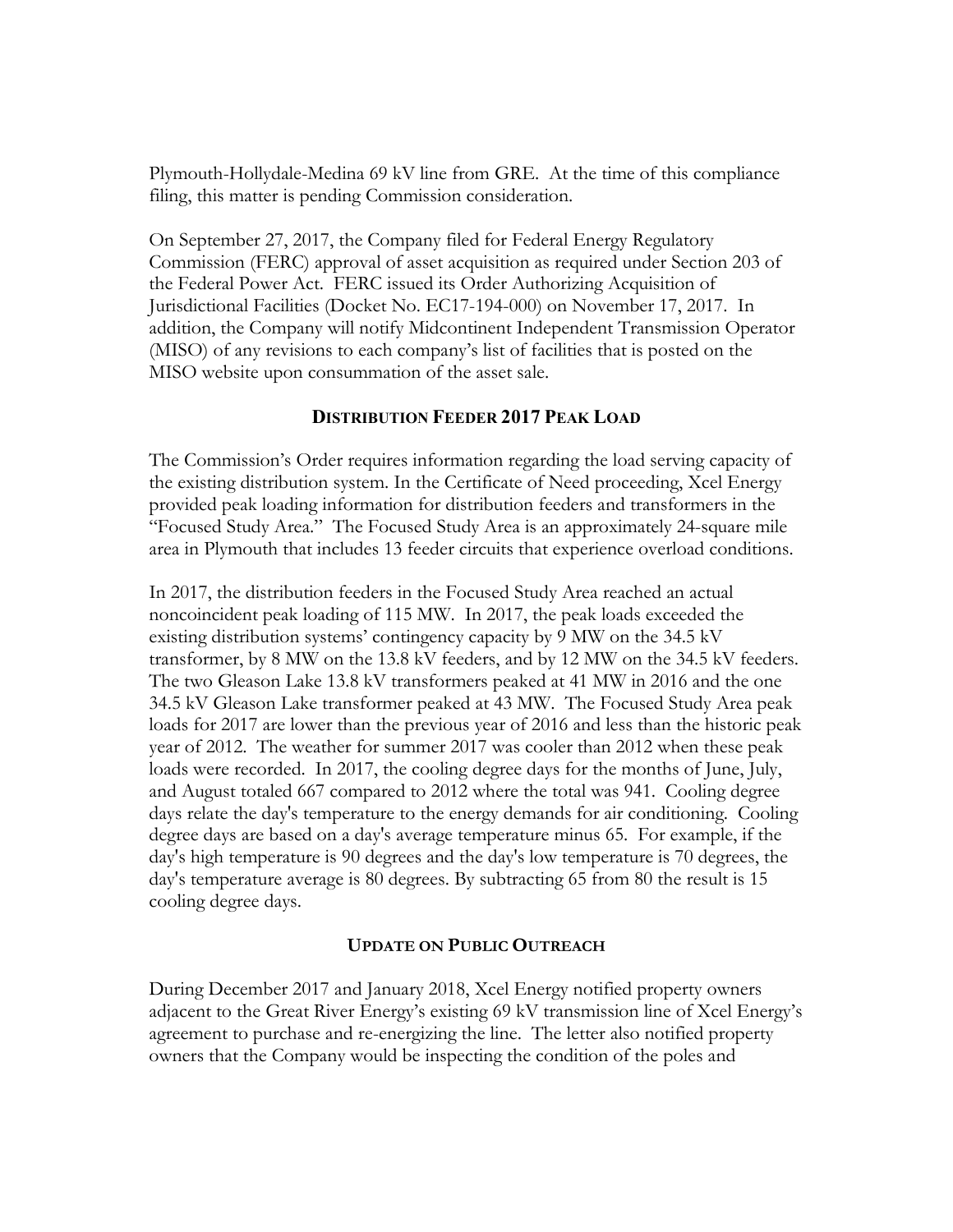Plymouth-Hollydale-Medina 69 kV line from GRE. At the time of this compliance filing, this matter is pending Commission consideration.

On September 27, 2017, the Company filed for Federal Energy Regulatory Commission (FERC) approval of asset acquisition as required under Section 203 of the Federal Power Act. FERC issued its Order Authorizing Acquisition of Jurisdictional Facilities (Docket No. EC17-194-000) on November 17, 2017. In addition, the Company will notify Midcontinent Independent Transmission Operator (MISO) of any revisions to each company's list of facilities that is posted on the MISO website upon consummation of the asset sale.

## DISTRIBUTION FEEDER 2017 PEAK LOAD

The Commission's Order requires information regarding the load serving capacity of the existing distribution system. In the Certificate of Need proceeding, Xcel Energy provided peak loading information for distribution feeders and transformers in the "Focused Study Area." The Focused Study Area is an approximately 24-square mile area in Plymouth that includes 13 feeder circuits that experience overload conditions.

In 2017, the distribution feeders in the Focused Study Area reached an actual noncoincident peak loading of 115 MW. In 2017, the peak loads exceeded the existing distribution systems' contingency capacity by 9 MW on the 34.5 kV transformer, by 8 MW on the 13.8 kV feeders, and by 12 MW on the 34.5 kV feeders. The two Gleason Lake 13.8 kV transformers peaked at 41 MW in 2016 and the one 34.5 kV Gleason Lake transformer peaked at 43 MW. The Focused Study Area peak loads for 2017 are lower than the previous year of 2016 and less than the historic peak year of 2012. The weather for summer 2017 was cooler than 2012 when these peak loads were recorded. In 2017, the cooling degree days for the months of June, July, and August totaled 667 compared to 2012 where the total was 941. Cooling degree days relate the day's temperature to the energy demands for air conditioning. Cooling degree days are based on a day's average temperature minus 65. For example, if the day's high temperature is 90 degrees and the day's low temperature is 70 degrees, the day's temperature average is 80 degrees. By subtracting 65 from 80 the result is 15 cooling degree days.

## UPDATE ON PUBLIC OUTREACH

During December 2017 and January 2018, Xcel Energy notified property owners adjacent to the Great River Energy's existing 69 kV transmission line of Xcel Energy's agreement to purchase and re-energizing the line. The letter also notified property owners that the Company would be inspecting the condition of the poles and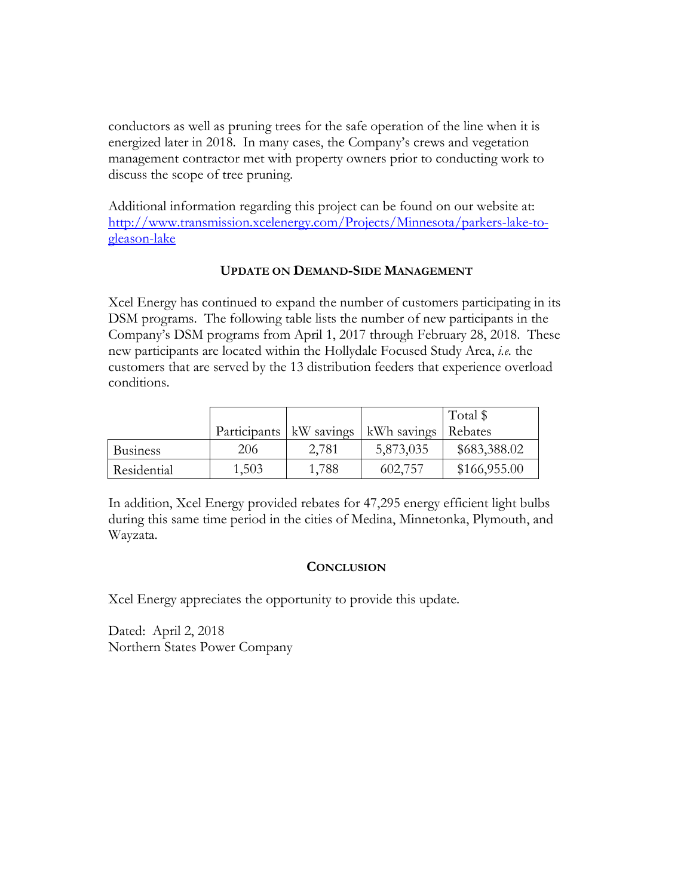conductors as well as pruning trees for the safe operation of the line when it is energized later in 2018. In many cases, the Company's crews and vegetation management contractor met with property owners prior to conducting work to discuss the scope of tree pruning.

Additional information regarding this project can be found on our website at: [http://www.transmission.xcelenergy.com/Projects/Minnesota/parkers-lake-to-gleason-lake](http://www.transmission.xcelenergy.com/Projects/Minnesota/parkers-lake-to-gleason-lake)

## UPDATE ON DEMAND-SIDE MANAGEMENT

Xcel Energy has continued to expand the number of customers participating in its DSM programs. The following table lists the number of new participants in the Company's DSM programs from April 1, 2017 through February 28, 2018. These new participants are located within the Hollydale Focused Study Area, *i.e.* the customers that are served by the 13 distribution feeders that experience overload conditions.

| | Participants | kW savings | kWh savings | Total $ Rebates |
|---|---|---|---|---|
| Business | 206 | 2,781 | 5,873,035 | $683,388.02 |
| Residential | 1,503 | 1,788 | 602,757 | $166,955.00 |

In addition, Xcel Energy provided rebates for 47,295 energy efficient light bulbs during this same time period in the cities of Medina, Minnetonka, Plymouth, and Wayzata.

## CONCLUSION

Xcel Energy appreciates the opportunity to provide this update.

Dated: April 2, 2018
Northern States Power Company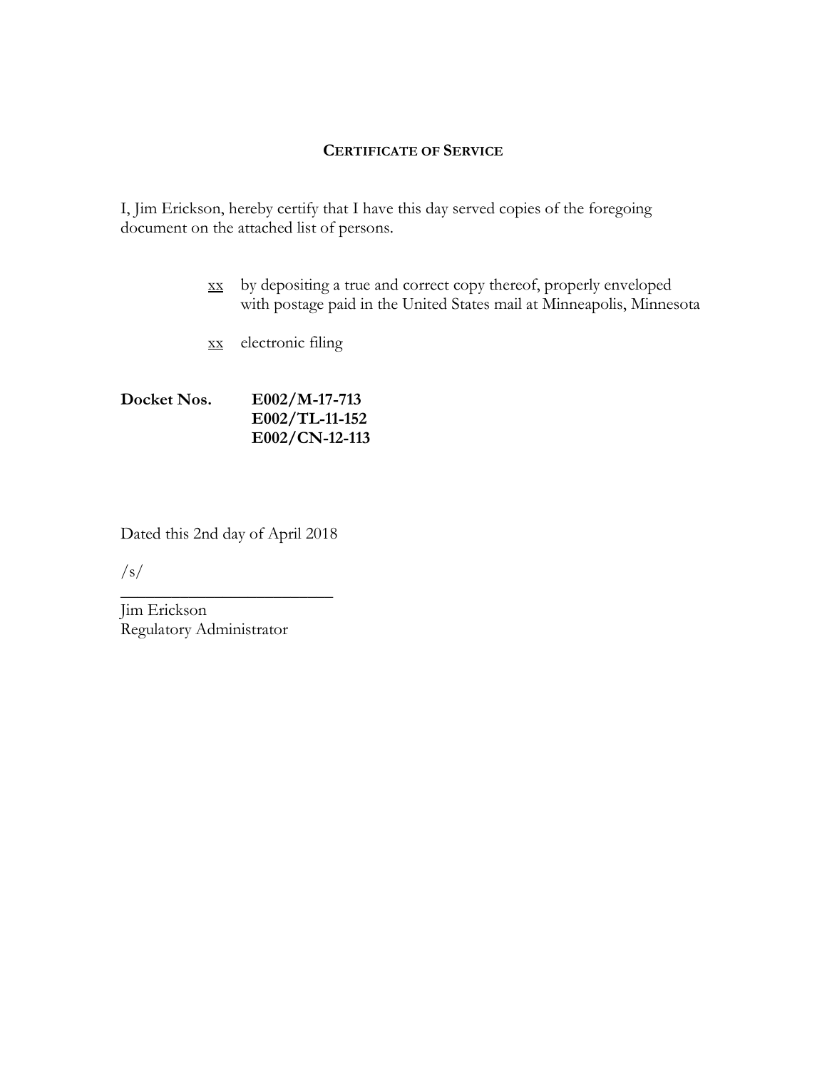## CERTIFICATE OF SERVICE

I, Jim Erickson, hereby certify that I have this day served copies of the foregoing document on the attached list of persons.

xx by depositing a true and correct copy thereof, properly enveloped with postage paid in the United States mail at Minneapolis, Minnesota

xx electronic filing

**Docket Nos. E002/M-17-713**
**E002/TL-11-152**
**E002/CN-12-113**

Dated this 2nd day of April 2018

/s/

_________________________

Jim Erickson
Regulatory Administrator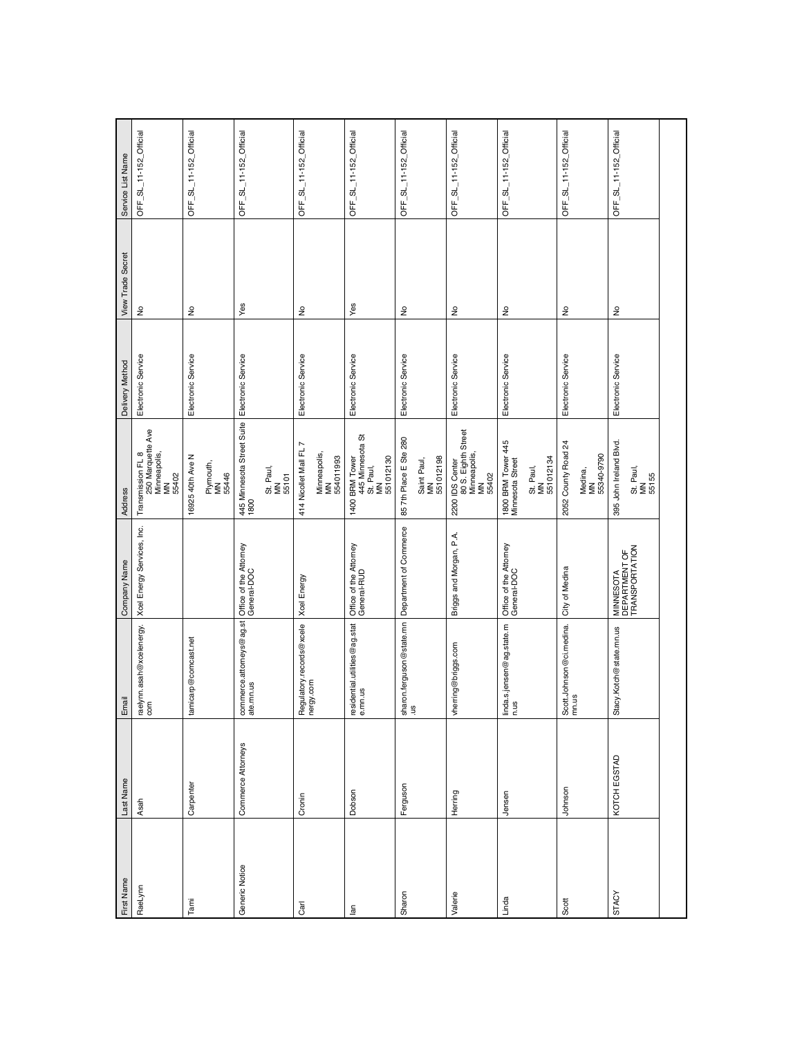| First Name | Last Name | Email | Company Name | Address | Delivery Method | View Trade Secret | Service List Name |
|---|---|---|---|---|---|---|---|
| RaeLynn | Asah | raelynn.asah@xcelenergy.com | Xcel Energy Services, Inc. | Transmission FL 8 250 Marquette Ave Minneapolis, MN 55402 | Electronic Service | No | OFF_SL_11-152_Official |
| Tami | Carpenter | tamicarp@comcast.net | | 16925 40th Ave N Plymouth, MN 55446 | Electronic Service | No | OFF_SL_11-152_Official |
| Generic Notice | Commerce Attorneys | commerce.attorneys@ag.state.mn.us | Office of the Attorney General-DOC | 445 Minnesota Street Suite 1800 St. Paul, MN 55101 | Electronic Service | Yes | OFF_SL_11-152_Official |
| Carl | Cronin | Regulatory.records@xcelenergy.com | Xcel Energy | 414 Nicollet Mall FL 7 Minneapolis, MN 554011993 | Electronic Service | No | OFF_SL_11-152_Official |
| Ian | Dobson | residential.utilities@ag.state.mn.us | Office of the Attorney General-RUD | 1400 BRM Tower 445 Minnesota St St. Paul, MN 551012130 | Electronic Service | Yes | OFF_SL_11-152_Official |
| Sharon | Ferguson | sharon.ferguson@state.mn.us | Department of Commerce | 85 7th Place E Ste 280 Saint Paul, MN 551012198 | Electronic Service | No | OFF_SL_11-152_Official |
| Valerie | Herring | vherring@briggs.com | Briggs and Morgan, P.A. | 2200 IDS Center 80 S. Eighth Street Minneapolis, MN 55402 | Electronic Service | No | OFF_SL_11-152_Official |
| Linda | Jensen | linda.s.jensen@ag.state.mn.us | Office of the Attorney General-DOC | 1800 BRM Tower 445 Minnesota Street St. Paul, MN 551012134 | Electronic Service | No | OFF_SL_11-152_Official |
| Scott | Johnson | Scott.Johnson@ci.medina.mn.us | City of Medina | 2052 County Road 24 Medina, MN 55340-9790 | Electronic Service | No | OFF_SL_11-152_Official |
| STACY | KOTCH EGSTAD | Stacy.Kotch@state.mn.us | MINNESOTA DEPARTMENT OF TRANSPORTATION | 395 John Ireland Blvd. St. Paul, MN 55155 | Electronic Service | No | OFF_SL_11-152_Official |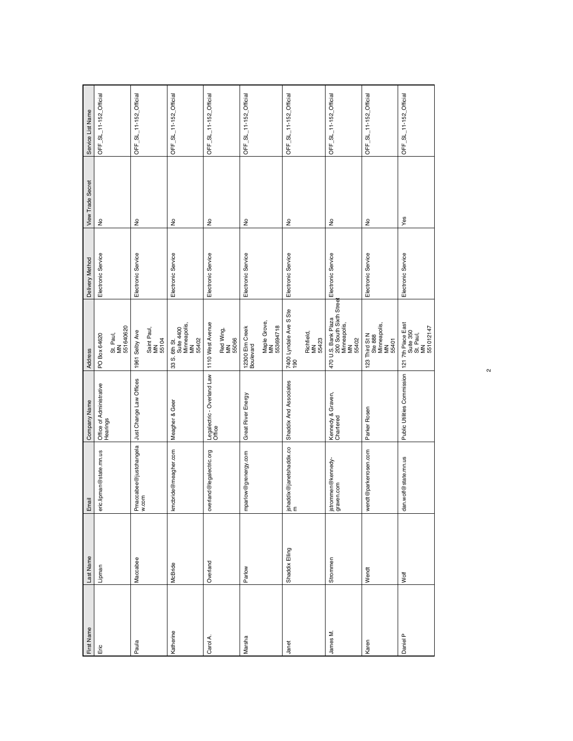| First Name | Last Name | Email | Company Name | Address | Delivery Method | View Trade Secret | Service List Name |
|---|---|---|---|---|---|---|---|
| Eric | Lipman | eric.lipman@state.mn.us | Office of Administrative Hearings | PO Box 64620 St. Paul, MN 551640620 | Electronic Service | No | OFF_SL_11-152_Official |
| Paula | Maccabee | Pmaccabee@justchangelaw.com | Just Change Law Offices | 1961 Selby Ave Saint Paul, MN 55104 | Electronic Service | No | OFF_SL_11-152_Official |
| Katherine | McBride | kmcbride@meagher.com | Meagher & Geer | 33 S. 6th St. Suite 4400 Minneapolis, MN 55402 | Electronic Service | No | OFF_SL_11-152_Official |
| Carol A. | Overland | overland@legalectric.org | Legalectric - Overland Law Office | 1110 West Avenue Red Wing, MN 55066 | Electronic Service | No | OFF_SL_11-152_Official |
| Marsha | Parlow | mparlow@grenergy.com | Great River Energy | 12300 Elm Creek Boulevard Maple Grove, MN 553694718 | Electronic Service | No | OFF_SL_11-152_Official |
| Janet | Shaddix Elling | jshaddix@janetshaddix.com | Shaddix And Associates | 7400 Lyndale Ave S Ste 190 Richfield, MN 55423 | Electronic Service | No | OFF_SL_11-152_Official |
| James M. | Strommen | jstrommen@kennedy-graven.com | Kennedy & Graven, Chartered | 470 U.S. Bank Plaza 200 South Sixth Street Minneapolis, MN 55402 | Electronic Service | No | OFF_SL_11-152_Official |
| Karen | Wendt | wendt@parkerrosen.com | Parker Rosen | 123 Third St N Ste 888 Minneapolis, MN 55401 | Electronic Service | No | OFF_SL_11-152_Official |
| Daniel P | Wolf | dan.wolf@state.mn.us | Public Utilities Commission | 121 7th Place East Suite 350 St. Paul, MN 551012147 | Electronic Service | Yes | OFF_SL_11-152_Official |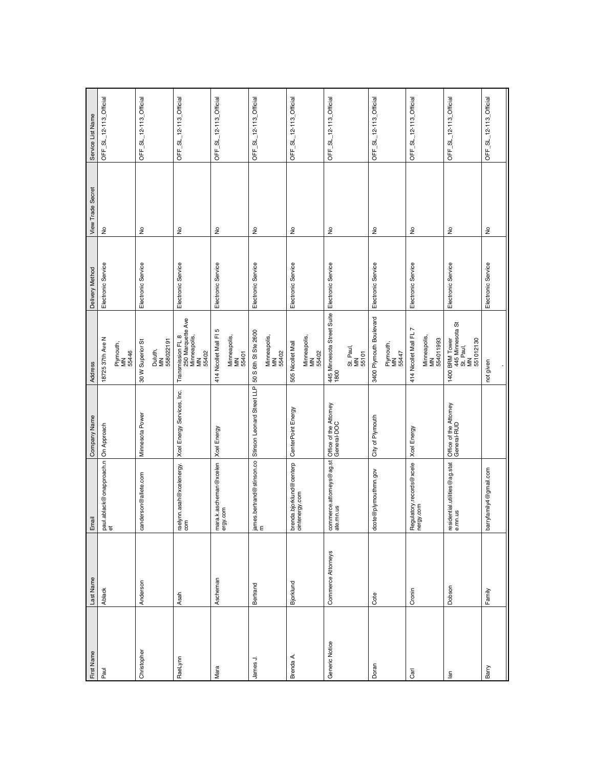| First Name | Last Name | Email | Company Name | Address | Delivery Method | View Trade Secret | Service List Name |
|---|---|---|---|---|---|---|---|
| Paul | Ablack | paul.ablack@onapproach.net | On Approach | 18725 37th Ave N<br>Plymouth,<br>MN<br>55446 | Electronic Service | No | OFF_SL_12-113_Official |
| Christopher | Anderson | canderson@allete.com | Minnesota Power | 30 W Superior St<br>Duluth,<br>MN<br>558022191 | Electronic Service | No | OFF_SL_12-113_Official |
| RaeLynn | Asah | raelynn.asah@xcelenergy.com | Xcel Energy Services, Inc. | Transmission FL 8<br>250 Marquette Ave<br>Minneapolis,<br>MN<br>55402 | Electronic Service | No | OFF_SL_12-113_Official |
| Mara | Ascheman | mara.k.ascheman@xcelenergy.com | Xcel Energy | 414 Nicollet Mall Fl 5<br>Minneapolis,<br>MN<br>55401 | Electronic Service | No | OFF_SL_12-113_Official |
| James J. | Bertrand | james.bertrand@stinson.com | Stinson Leonard Street LLP | 50 S 6th St Ste 2600<br>Minneapolis,<br>MN<br>55402 | Electronic Service | No | OFF_SL_12-113_Official |
| Brenda A. | Bjorklund | brenda.bjorklund@centerpointenergy.com | CenterPoint Energy | 505 Nicollet Mall<br>Minneapolis,<br>MN<br>55402 | Electronic Service | No | OFF_SL_12-113_Official |
| Generic Notice | Commerce Attorneys | commerce.attorneys@ag.state.mn.us | Office of the Attorney General-DOC | 445 Minnesota Street Suite 1800<br>St. Paul,<br>MN<br>55101 | Electronic Service | No | OFF_SL_12-113_Official |
| Doran | Cote | dcote@plymouthmn.gov | City of Plymouth | 3400 Plymouth Boulevard<br>Plymouth,<br>MN<br>55447 | Electronic Service | No | OFF_SL_12-113_Official |
| Carl | Cronin | Regulatory.records@xcelenergy.com | Xcel Energy | 414 Nicollet Mall FL 7<br>Minneapolis,<br>MN<br>554011993 | Electronic Service | No | OFF_SL_12-113_Official |
| Ian | Dobson | residential.utilities@ag.state.mn.us | Office of the Attorney General-RUD | 1400 BRM Tower<br>445 Minnesota St<br>St. Paul,<br>MN<br>551012130 | Electronic Service | No | OFF_SL_12-113_Official |
| Barry | Family | barryfamily4@gmail.com | | not given<br>, | Electronic Service | No | OFF_SL_12-113_Official |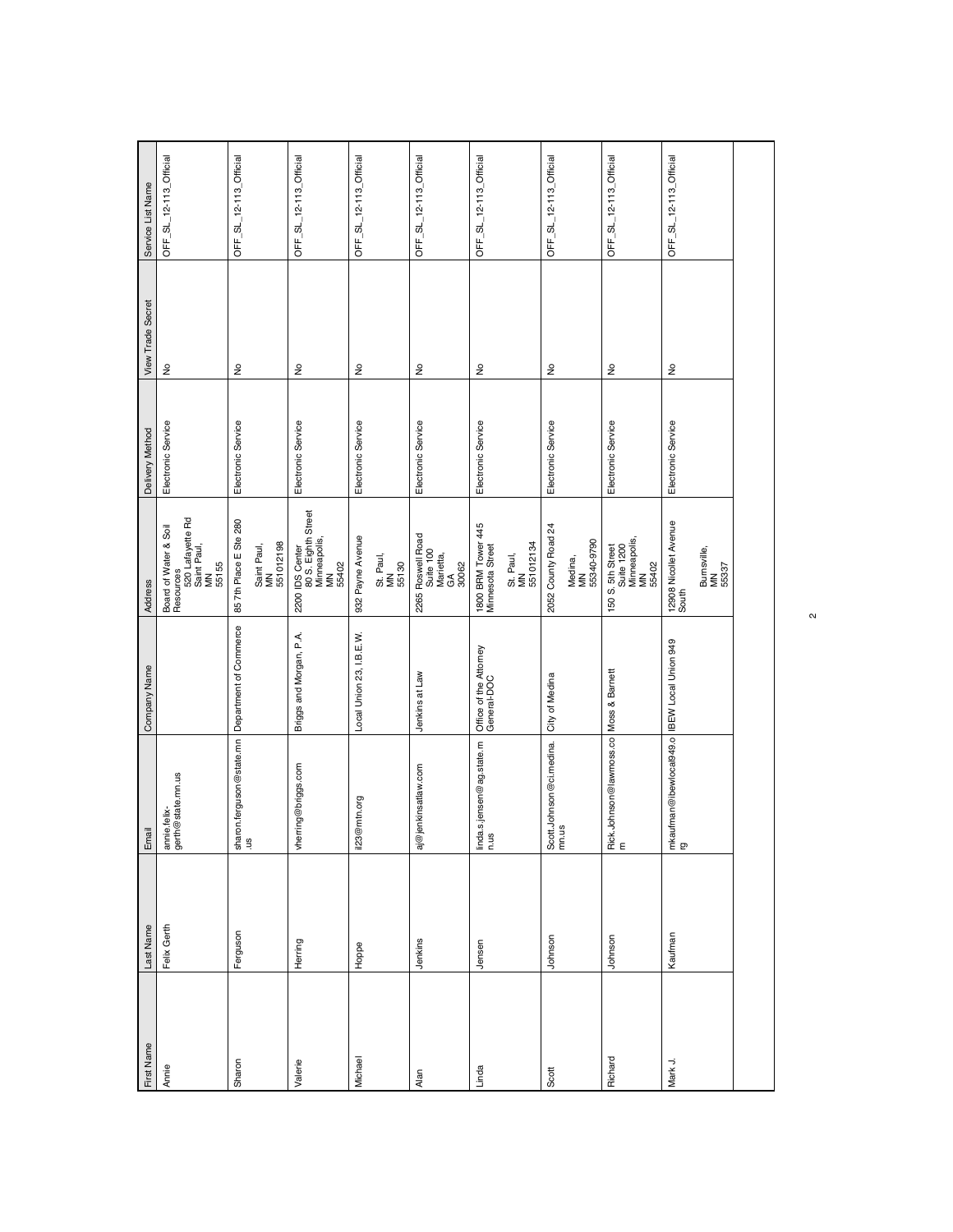| First Name | Last Name | Email | Company Name | Address | Delivery Method | View Trade Secret | Service List Name |
|---|---|---|---|---|---|---|---|
| Annie | Felix Gerth | annie.felix-gerth@state.mn.us | | Board of Water & Soil Resources 520 Lafayette Rd Saint Paul, MN 55155 | Electronic Service | No | OFF_SL_12-113_Official |
| Sharon | Ferguson | sharon.ferguson@state.mn.us | Department of Commerce | 85 7th Place E Ste 280 Saint Paul, MN 551012198 | Electronic Service | No | OFF_SL_12-113_Official |
| Valerie | Herring | vherring@briggs.com | Briggs and Morgan, P.A. | 2200 IDS Center 80 S. Eighth Street Minneapolis, MN 55402 | Electronic Service | No | OFF_SL_12-113_Official |
| Michael | Hoppe | il23@mtn.org | Local Union 23, I.B.E.W. | 932 Payne Avenue St. Paul, MN 55130 | Electronic Service | No | OFF_SL_12-113_Official |
| Alan | Jenkins | aj@jenkinsatlaw.com | Jenkins at Law | 2265 Roswell Road Suite 100 Marietta, GA 30062 | Electronic Service | No | OFF_SL_12-113_Official |
| Linda | Jensen | linda.s.jensen@ag.state.mn.us | Office of the Attorney General-DOC | 1800 BRM Tower 445 Minnesota Street St. Paul, MN 551012134 | Electronic Service | No | OFF_SL_12-113_Official |
| Scott | Johnson | Scott.Johnson@ci.medina.mn.us | City of Medina | 2052 County Road 24 Medina, MN 55340-9790 | Electronic Service | No | OFF_SL_12-113_Official |
| Richard | Johnson | Rick.Johnson@lawmoss.com | Moss & Barnett | 150 S. 5th Street Suite 1200 Minneapolis, MN 55402 | Electronic Service | No | OFF_SL_12-113_Official |
| Mark J. | Kaufman | mkaufman@ibewlocal949.org | IBEW Local Union 949 | 12908 Nicollet Avenue South Burnsville, MN 55337 | Electronic Service | No | OFF_SL_12-113_Official |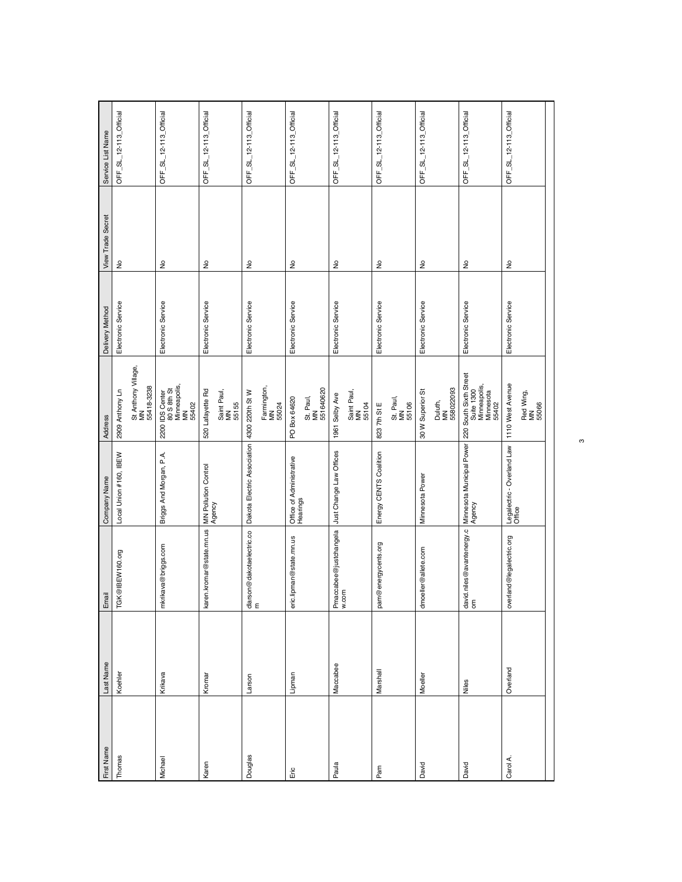| First Name | Last Name | Email | Company Name | Address | Delivery Method | View Trade Secret | Service List Name |
|---|---|---|---|---|---|---|---|
| Thomas | Koehler | TGK@IBEW160.org | Local Union #160, IBEW | 2909 Anthony Ln<br>St Anthony Village, MN 55418-3238 | Electronic Service | No | OFF_SL_12-113_Official |
| Michael | Krikava | mkrikava@briggs.com | Briggs And Morgan, P.A. | 2200 IDS Center<br>80 S 8th St<br>Minneapolis, MN 55402 | Electronic Service | No | OFF_SL_12-113_Official |
| Karen | Kromar | karen.kromar@state.mn.us | MN Pollution Control Agency | 520 Lafayette Rd<br>Saint Paul, MN 55155 | Electronic Service | No | OFF_SL_12-113_Official |
| Douglas | Larson | dlarson@dakotaelectric.com | Dakota Electric Association | 4300 220th St W<br>Farmington, MN 55024 | Electronic Service | No | OFF_SL_12-113_Official |
| Eric | Lipman | eric.lipman@state.mn.us | Office of Administrative Hearings | PO Box 64620<br>St. Paul, MN 551640620 | Electronic Service | No | OFF_SL_12-113_Official |
| Paula | Maccabee | Pmaccabee@justchangelaw.com | Just Change Law Offices | 1961 Selby Ave<br>Saint Paul, MN 55104 | Electronic Service | No | OFF_SL_12-113_Official |
| Pam | Marshall | pam@energycents.org | Energy CENTS Coalition | 823 7th St E<br>St. Paul, MN 55106 | Electronic Service | No | OFF_SL_12-113_Official |
| David | Moeller | dmoeller@allete.com | Minnesota Power | 30 W Superior St<br>Duluth, MN 558022093 | Electronic Service | No | OFF_SL_12-113_Official |
| David | Niles | david.niles@avantenergy.com | Minnesota Municipal Power Agency | 220 South Sixth Street<br>Suite 1300<br>Minneapolis, Minnesota 55402 | Electronic Service | No | OFF_SL_12-113_Official |
| Carol A. | Overland | overland@legalectric.org | Legalectric - Overland Law Office | 1110 West Avenue<br>Red Wing, MN 55066 | Electronic Service | No | OFF_SL_12-113_Official |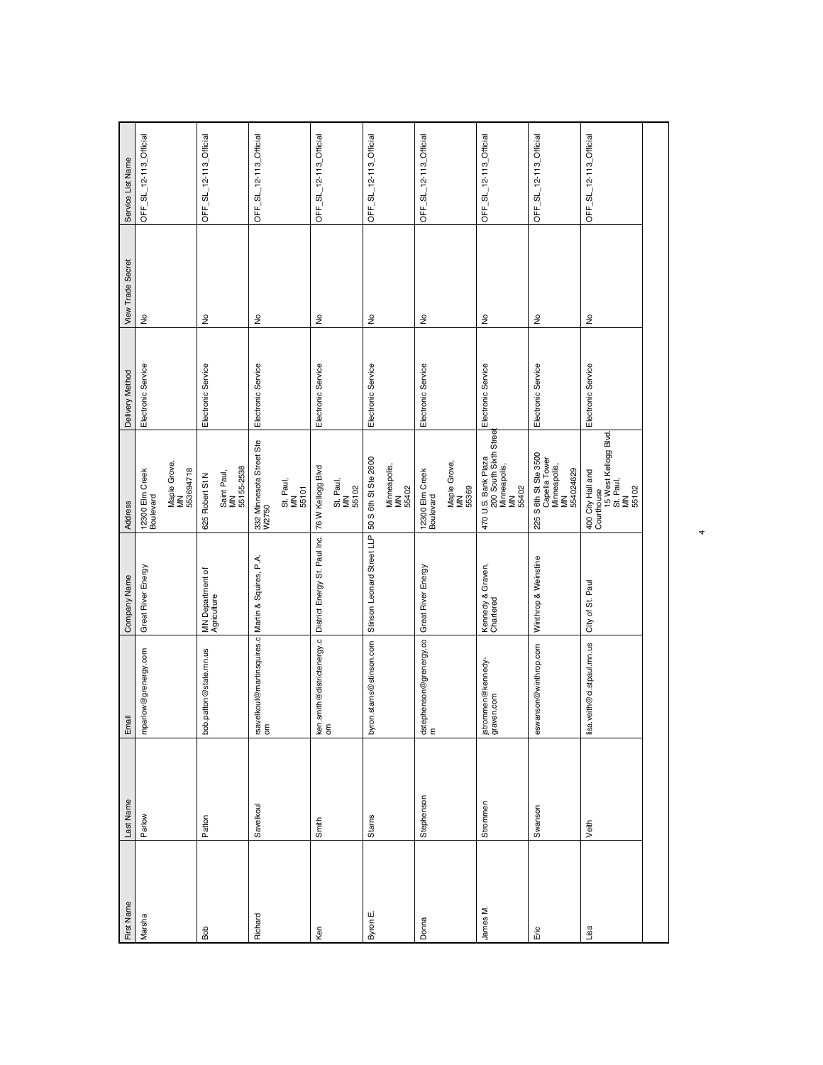| First Name | Last Name | Email | Company Name | Address | Delivery Method | View Trade Secret | Service List Name |
|---|---|---|---|---|---|---|---|
| Marsha | Parlow | mparlow@grenergy.com | Great River Energy | 12300 Elm Creek Boulevard Maple Grove, MN 553694718 | Electronic Service | No | OFF_SL_12-113_Official |
| Bob | Patton | bob.patton@state.mn.us | MN Department of Agriculture | 625 Robert St N Saint Paul, MN 55155-2538 | Electronic Service | No | OFF_SL_12-113_Official |
| Richard | Savelkoul | rsavelkoul@martinsquires.com | Martin & Squires, P.A. | 332 Minnesota Street Ste W2750 St. Paul, MN 55101 | Electronic Service | No | OFF_SL_12-113_Official |
| Ken | Smith | ken.smith@districtenergy.com | District Energy St. Paul Inc. | 76 W Kellogg Blvd St. Paul, MN 55102 | Electronic Service | No | OFF_SL_12-113_Official |
| Byron E. | Starns | byron.starns@stinson.com | Stinson Leonard Street LLP | 50 S 6th St Ste 2600 Minneapolis, MN 55402 | Electronic Service | No | OFF_SL_12-113_Official |
| Donna | Stephenson | dstephenson@grenergy.com | Great River Energy | 12300 Elm Creek Boulevard Maple Grove, MN 55369 | Electronic Service | No | OFF_SL_12-113_Official |
| James M. | Strommen | jstrommen@kennedy-graven.com | Kennedy & Graven, Chartered | 470 U.S. Bank Plaza 200 South Sixth Street Minneapolis, MN 55402 | Electronic Service | No | OFF_SL_12-113_Official |
| Eric | Swanson | eswanson@winthrop.com | Winthrop & Weinstine | 225 S 6th St Ste 3500 Capella Tower Minneapolis, MN 554024629 | Electronic Service | No | OFF_SL_12-113_Official |
| Lisa | Veith | lisa.veith@ci.stpaul.mn.us | City of St. Paul | 400 City Hall and Courthouse 15 West Kellogg Blvd. St. Paul, MN 55102 | Electronic Service | No | OFF_SL_12-113_Official |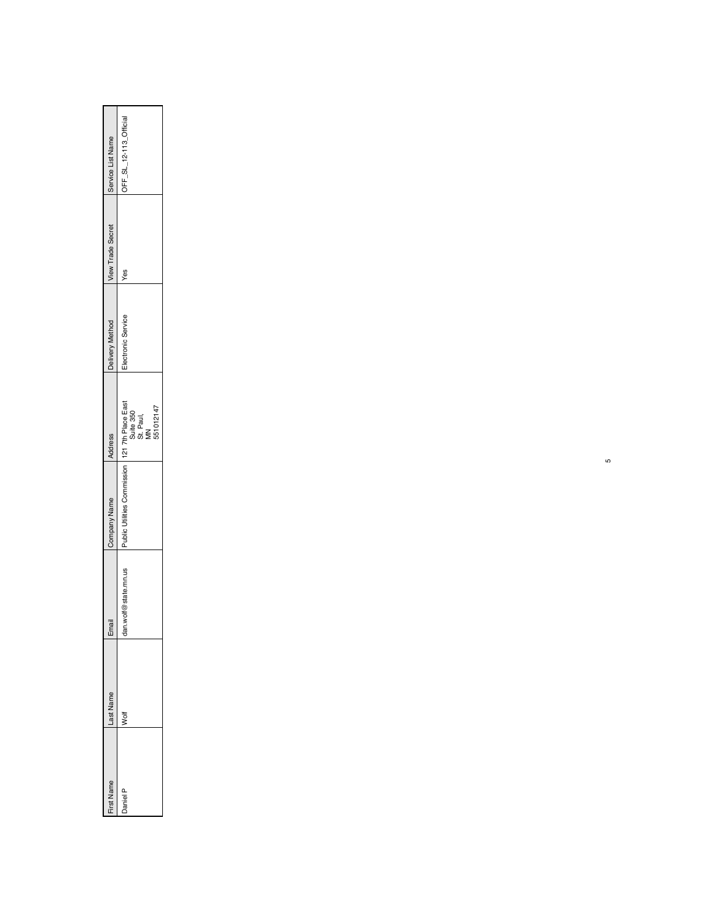| First Name | Last Name | Email | Company Name | Address | Delivery Method | View Trade Secret | Service List Name |
|---|---|---|---|---|---|---|---|
| Daniel P | Wolf | dan.wolf@state.mn.us | Public Utilities Commission | 121 7th Place East Suite 350 St. Paul, MN 551012147 | Electronic Service | Yes | OFF_SL_12-113_Official |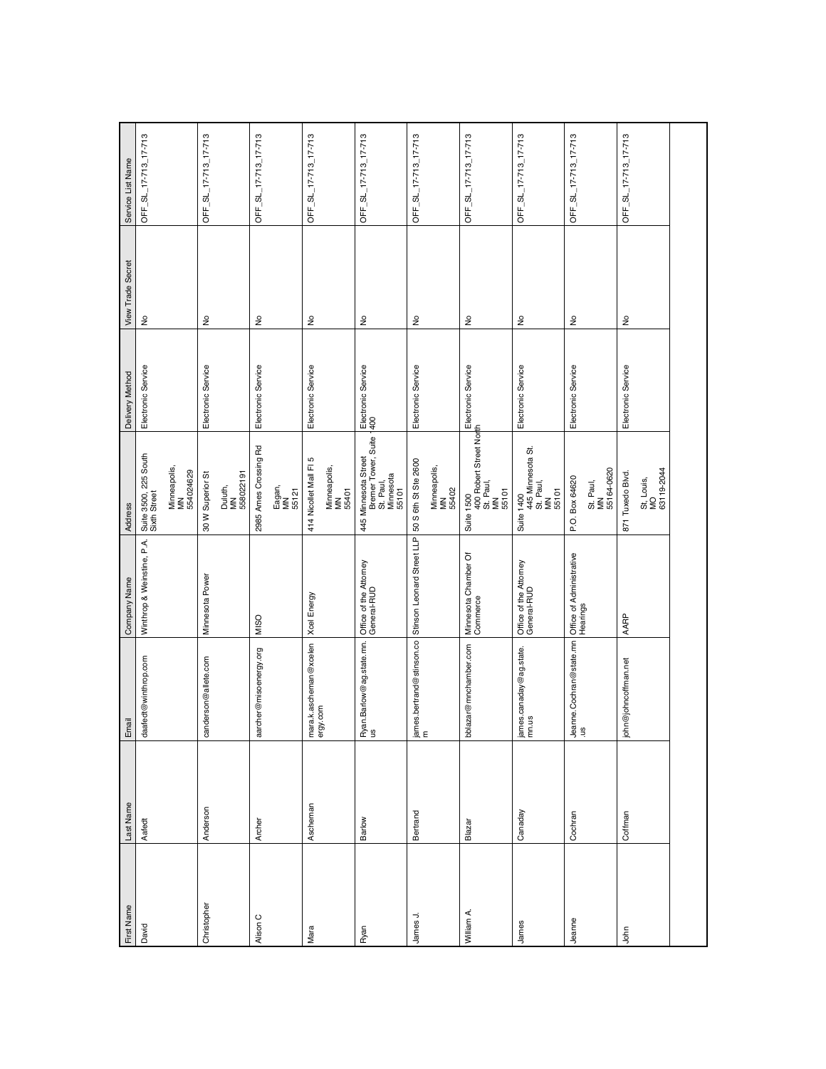| First Name | Last Name | Email | Company Name | Address | Delivery Method | View Trade Secret | Service List Name |
|---|---|---|---|---|---|---|---|
| David | Aafedt | daafedt@winthrop.com | Winthrop & Weinstine, P.A. | Suite 3500, 225 South Sixth Street Minneapolis, MN 554024629 | Electronic Service | No | OFF_SL_17-713_17-713 |
| Christopher | Anderson | canderson@allete.com | Minnesota Power | 30 W Superior St Duluth, MN 558022191 | Electronic Service | No | OFF_SL_17-713_17-713 |
| Alison C | Archer | aarcher@misoenergy.org | MISO | 2985 Ames Crossing Rd Eagan, MN 55121 | Electronic Service | No | OFF_SL_17-713_17-713 |
| Mara | Ascheman | mara.k.ascheman@xcelenergy.com | Xcel Energy | 414 Nicollet Mall Fl 5 Minneapolis, MN 55401 | Electronic Service | No | OFF_SL_17-713_17-713 |
| Ryan | Barlow | Ryan.Barlow@ag.state.mn.us | Office of the Attorney General-RUD | 445 Minnesota Street Bremer Tower, Suite 1400 St. Paul, Minnesota 55101 | Electronic Service | No | OFF_SL_17-713_17-713 |
| James J. | Bertrand | james.bertrand@stinson.com | Stinson Leonard Street LLP | 50 S 6th St Ste 2600 Minneapolis, MN 55402 | Electronic Service | No | OFF_SL_17-713_17-713 |
| William A. | Blazar | bblazar@mnchamber.com | Minnesota Chamber Of Commerce | Suite 1500 400 Robert Street North St. Paul, MN 55101 | Electronic Service | No | OFF_SL_17-713_17-713 |
| James | Canaday | james.canaday@ag.state.mn.us | Office of the Attorney General-RUD | Suite 1400 445 Minnesota St. St. Paul, MN 55101 | Electronic Service | No | OFF_SL_17-713_17-713 |
| Jeanne | Cochran | Jeanne.Cochran@state.mn.us | Office of Administrative Hearings | P.O. Box 64620 St. Paul, MN 55164-0620 | Electronic Service | No | OFF_SL_17-713_17-713 |
| John | Coffman | john@johncoffman.net | AARP | 871 Tuxedo Blvd. St. Louis, MO 63119-2044 | Electronic Service | No | OFF_SL_17-713_17-713 |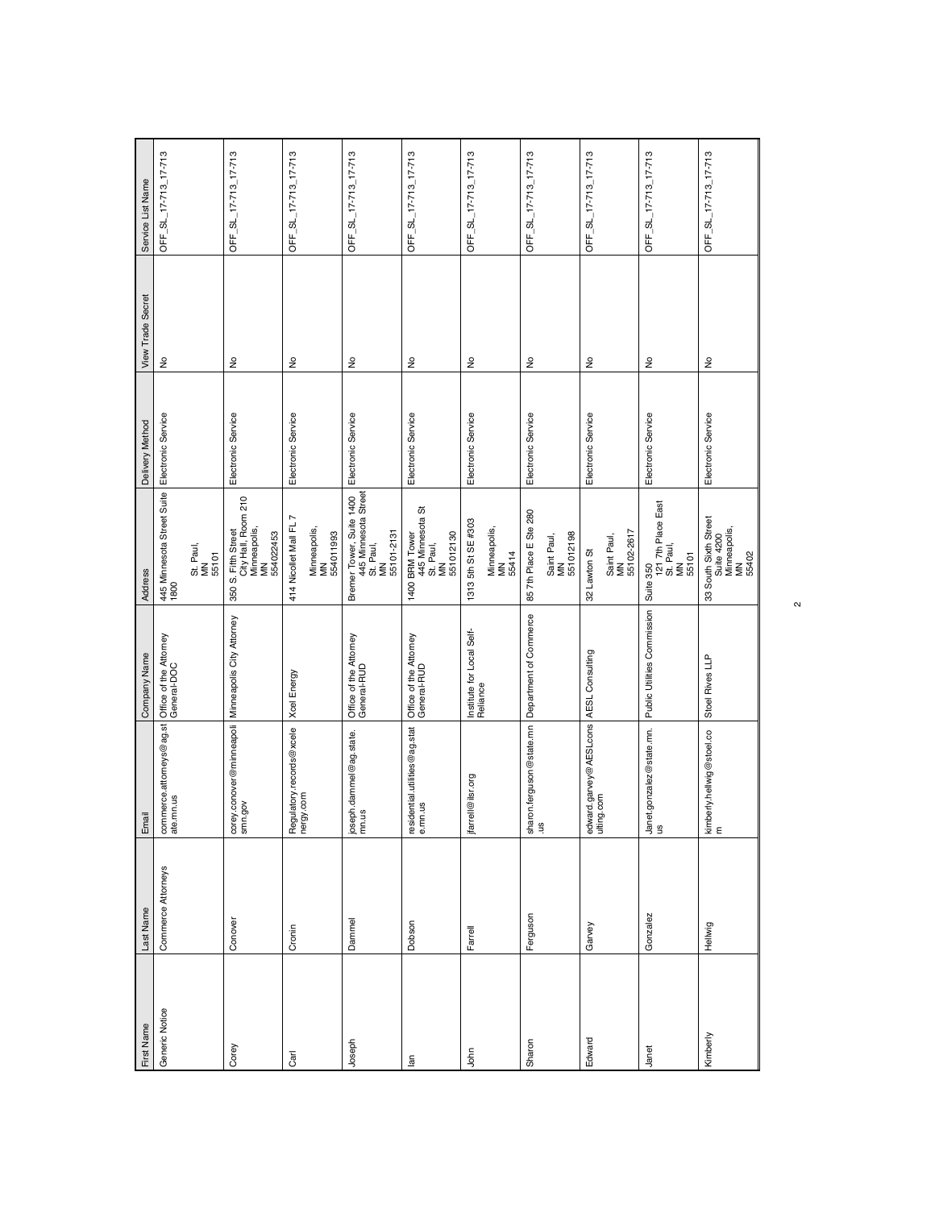| First Name | Last Name | Email | Company Name | Address | Delivery Method | View Trade Secret | Service List Name |
|---|---|---|---|---|---|---|---|
| Generic Notice | Commerce Attorneys | commerce.attorneys@ag.state.mn.us | Office of the Attorney General-DOC | 445 Minnesota Street Suite 1800 St. Paul, MN 55101 | Electronic Service | No | OFF_SL_17-713_17-713 |
| Corey | Conover | corey.conover@minneapolismn.gov | Minneapolis City Attorney | 350 S. Fifth Street City Hall, Room 210 Minneapolis, MN 554022453 | Electronic Service | No | OFF_SL_17-713_17-713 |
| Carl | Cronin | Regulatory.records@xcelenergy.com | Xcel Energy | 414 Nicollet Mall FL 7 Minneapolis, MN 554011993 | Electronic Service | No | OFF_SL_17-713_17-713 |
| Joseph | Dammel | joseph.dammel@ag.state.mn.us | Office of the Attorney General-RUD | Bremer Tower, Suite 1400 445 Minnesota Street St. Paul, MN 55101-2131 | Electronic Service | No | OFF_SL_17-713_17-713 |
| Ian | Dobson | residential.utilities@ag.state.mn.us | Office of the Attorney General-RUD | 1400 BRM Tower 445 Minnesota St St. Paul, MN 551012130 | Electronic Service | No | OFF_SL_17-713_17-713 |
| John | Farrell | jfarrell@ilsr.org | Institute for Local Self-Reliance | 1313 5th St SE #303 Minneapolis, MN 55414 | Electronic Service | No | OFF_SL_17-713_17-713 |
| Sharon | Ferguson | sharon.ferguson@state.mn.us | Department of Commerce | 85 7th Place E Ste 280 Saint Paul, MN 551012198 | Electronic Service | No | OFF_SL_17-713_17-713 |
| Edward | Garvey | edward.garvey@AESLconsulting.com | AESL Consulting | 32 Lawton St Saint Paul, MN 55102-2617 | Electronic Service | No | OFF_SL_17-713_17-713 |
| Janet | Gonzalez | Janet.gonzalez@state.mn.us | Public Utilities Commission | Suite 350 121 7th Place East St. Paul, MN 55101 | Electronic Service | No | OFF_SL_17-713_17-713 |
| Kimberly | Hellwig | kimberly.hellwig@stoel.com | Stoel Rives LLP | 33 South Sixth Street Suite 4200 Minneapolis, MN 55402 | Electronic Service | No | OFF_SL_17-713_17-713 |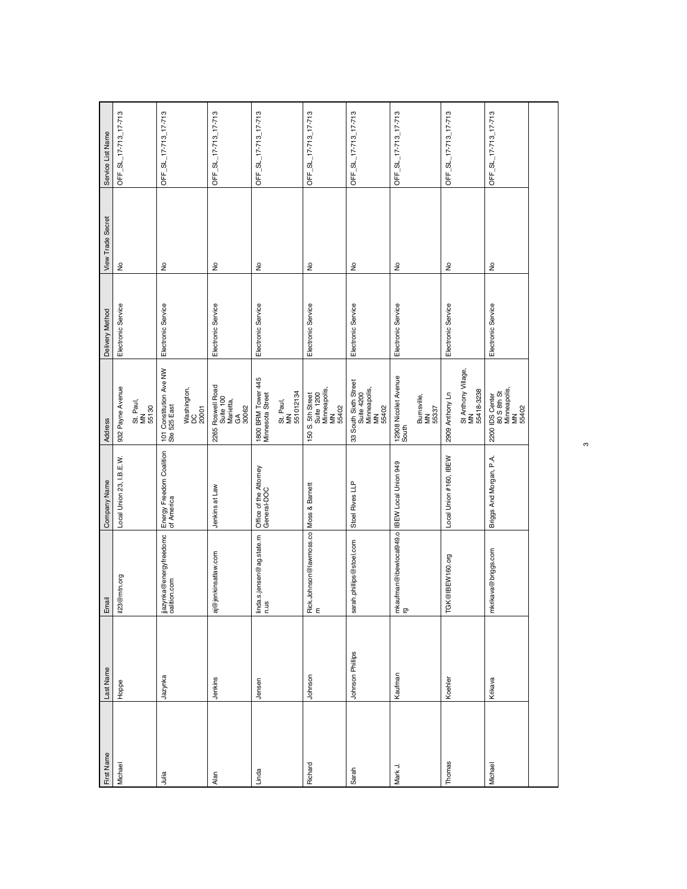| First Name | Last Name | Email | Company Name | Address | Delivery Method | View Trade Secret | Service List Name |
|---|---|---|---|---|---|---|---|
| Michael | Hoppe | il23@mtn.org | Local Union 23, I.B.E.W. | 932 Payne Avenue St. Paul, MN 55130 | Electronic Service | No | OFF_SL_17-713_17-713 |
| Julia | Jazynka | jjazynka@energyfreedomcoalition.com | Energy Freedom Coalition of America | 101 Constitution Ave NW Ste 525 East Washington, DC 20001 | Electronic Service | No | OFF_SL_17-713_17-713 |
| Alan | Jenkins | aj@jenkinsatlaw.com | Jenkins at Law | 2265 Roswell Road Suite 100 Marietta, GA 30062 | Electronic Service | No | OFF_SL_17-713_17-713 |
| Linda | Jensen | linda.s.jensen@ag.state.mn.us | Office of the Attorney General-DOC | 1800 BRM Tower 445 Minnesota Street St. Paul, MN 551012134 | Electronic Service | No | OFF_SL_17-713_17-713 |
| Richard | Johnson | Rick.Johnson@lawmoss.com | Moss & Barnett | 150 S. 5th Street Suite 1200 Minneapolis, MN 55402 | Electronic Service | No | OFF_SL_17-713_17-713 |
| Sarah | Johnson Phillips | sarah.phillips@stoel.com | Stoel Rives LLP | 33 South Sixth Street Suite 4200 Minneapolis, MN 55402 | Electronic Service | No | OFF_SL_17-713_17-713 |
| Mark J. | Kaufman | mkaufman@ibewlocal949.org | IBEW Local Union 949 | 12908 Nicollet Avenue South Burnsville, MN 55337 | Electronic Service | No | OFF_SL_17-713_17-713 |
| Thomas | Koehler | TGK@IBEW160.org | Local Union #160, IBEW | 2909 Anthony Ln St Anthony Village, MN 55418-3238 | Electronic Service | No | OFF_SL_17-713_17-713 |
| Michael | Krikava | mkrikava@briggs.com | Briggs And Morgan, P.A. | 2200 IDS Center 80 S 8th St Minneapolis, MN 55402 | Electronic Service | No | OFF_SL_17-713_17-713 |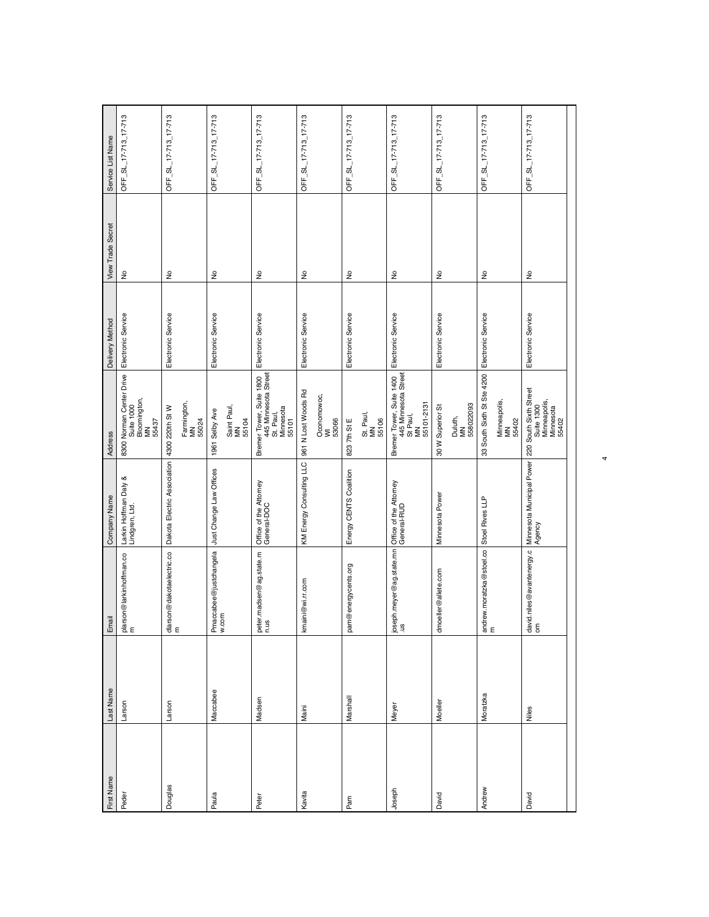| First Name | Last Name | Email | Company Name | Address | Delivery Method | View Trade Secret | Service List Name |
| --- | --- | --- | --- | --- | --- | --- | --- |
| Peder | Larson | plarson@larkinhoffman.com | Larkin Hoffman Daly & Lindgren, Ltd. | 8300 Norman Center Drive Suite 1000 Bloomington, MN 55437 | Electronic Service | No | OFF_SL_17-713_17-713 |
| Douglas | Larson | dlarson@dakotaelectric.com | Dakota Electric Association | 4300 220th St W Farmington, MN 55024 | Electronic Service | No | OFF_SL_17-713_17-713 |
| Paula | Maccabee | Pmaccabee@justchangelaw.com | Just Change Law Offices | 1961 Selby Ave Saint Paul, MN 55104 | Electronic Service | No | OFF_SL_17-713_17-713 |
| Peter | Madsen | peter.madsen@ag.state.mn.us | Office of the Attorney General-DOC | Bremer Tower, Suite 1800 445 Minnesota Street St. Paul, Minnesota 55101 | Electronic Service | No | OFF_SL_17-713_17-713 |
| Kavita | Maini | kmaini@wi.rr.com | KM Energy Consulting LLC | 961 N Lost Woods Rd Oconomowoc, WI 53066 | Electronic Service | No | OFF_SL_17-713_17-713 |
| Pam | Marshall | pam@energycents.org | Energy CENTS Coalition | 823 7th St E St. Paul, MN 55106 | Electronic Service | No | OFF_SL_17-713_17-713 |
| Joseph | Meyer | joseph.meyer@ag.state.mn.us | Office of the Attorney General-RUD | Bremer Tower, Suite 1400 445 Minnesota Street St Paul, MN 55101-2131 | Electronic Service | No | OFF_SL_17-713_17-713 |
| David | Moeller | dmoeller@allete.com | Minnesota Power | 30 W Superior St Duluth, MN 558022093 | Electronic Service | No | OFF_SL_17-713_17-713 |
| Andrew | Moratzka | andrew.moratzka@stoel.com | Stoel Rives LLP | 33 South Sixth St Ste 4200 Minneapolis, MN 55402 | Electronic Service | No | OFF_SL_17-713_17-713 |
| David | Niles | david.niles@avantenergy.com | Minnesota Municipal Power Agency | 220 South Sixth Street Suite 1300 Minneapolis, Minnesota 55402 | Electronic Service | No | OFF_SL_17-713_17-713 |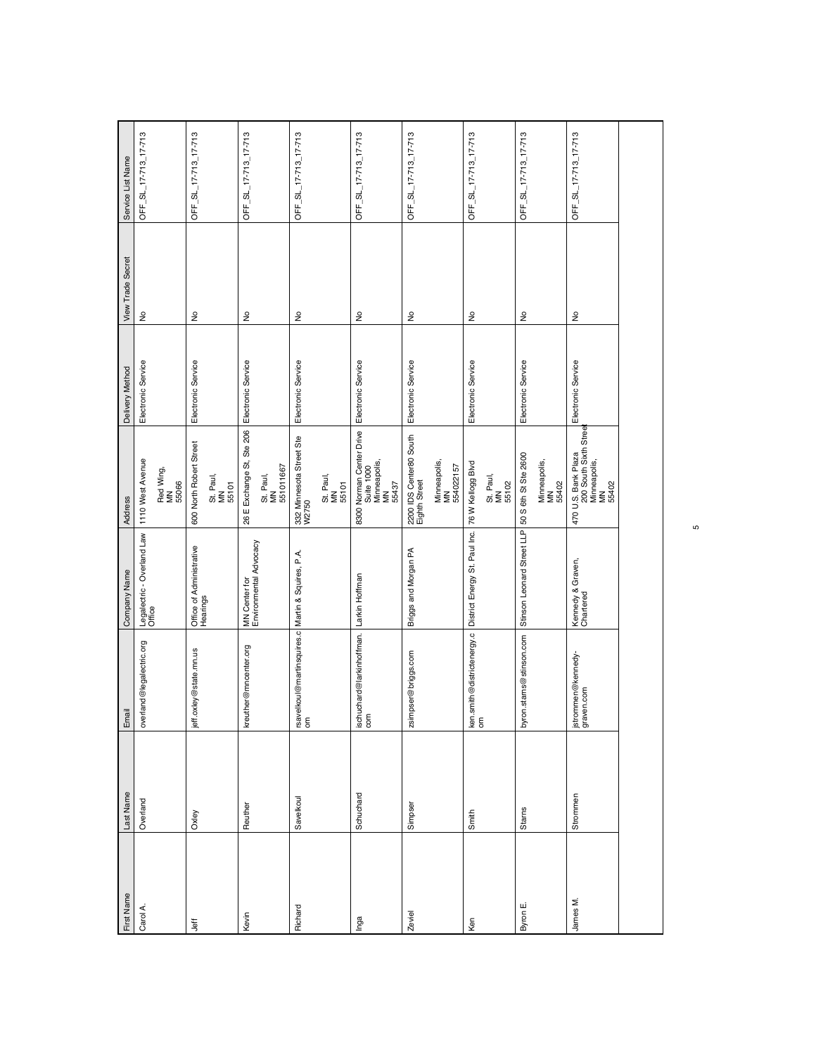| First Name | Last Name | Email | Company Name | Address | Delivery Method | View Trade Secret | Service List Name |
|---|---|---|---|---|---|---|---|
| Carol A. | Overland | overland@legalectric.org | Legalectric - Overland Law Office | 1110 West Avenue Red Wing, MN 55066 | Electronic Service | No | OFF_SL_17-713_17-713 |
| Jeff | Oxley | jeff.oxley@state.mn.us | Office of Administrative Hearings | 600 North Robert Street St. Paul, MN 55101 | Electronic Service | No | OFF_SL_17-713_17-713 |
| Kevin | Reuther | kreuther@mncenter.org | MN Center for Environmental Advocacy | 26 E Exchange St, Ste 206 St. Paul, MN 551011667 | Electronic Service | No | OFF_SL_17-713_17-713 |
| Richard | Savelkoul | rsavelkoul@martinsquires.com | Martin & Squires, P.A. | 332 Minnesota Street Ste W2750 St. Paul, MN 55101 | Electronic Service | No | OFF_SL_17-713_17-713 |
| Inga | Schuchard | ischuchard@larkinhoffman.com | Larkin Hoffman | 8300 Norman Center Drive Suite 1000 Minneapolis, MN 55437 | Electronic Service | No | OFF_SL_17-713_17-713 |
| Zeviel | Simper | zsimper@briggs.com | Briggs and Morgan PA | 2200 IDS Center80 South Eighth Street Minneapolis, MN 554022157 | Electronic Service | No | OFF_SL_17-713_17-713 |
| Ken | Smith | ken.smith@districtenergy.com | District Energy St. Paul Inc. | 76 W Kellogg Blvd St. Paul, MN 55102 | Electronic Service | No | OFF_SL_17-713_17-713 |
| Byron E. | Starns | byron.starns@stinson.com | Stinson Leonard Street LLP | 50 S 6th St Ste 2600 Minneapolis, MN 55402 | Electronic Service | No | OFF_SL_17-713_17-713 |
| James M. | Strommen | jstrommen@kennedy-graven.com | Kennedy & Graven, Chartered | 470 U.S. Bank Plaza 200 South Sixth Street Minneapolis, MN 55402 | Electronic Service | No | OFF_SL_17-713_17-713 |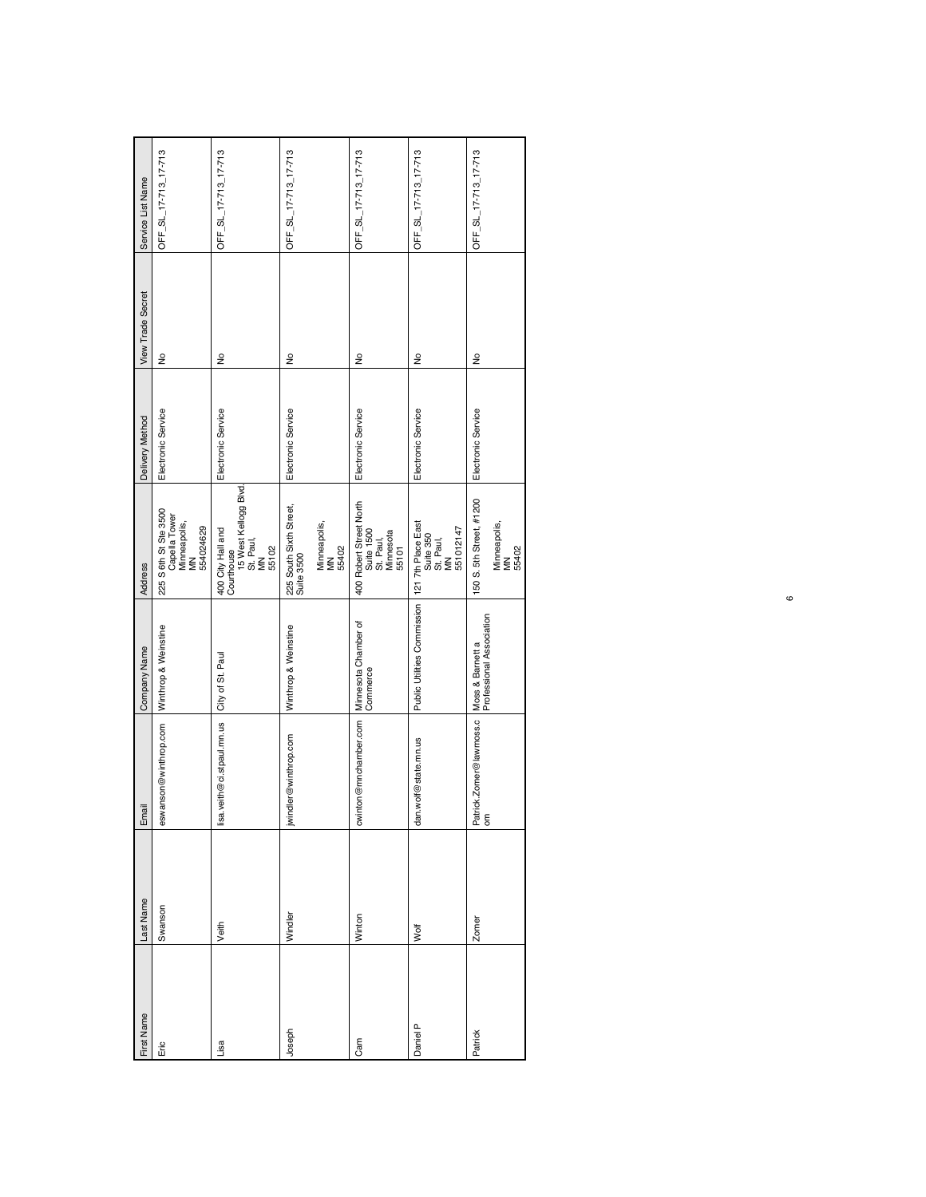| First Name | Last Name | Email | Company Name | Address | Delivery Method | View Trade Secret | Service List Name |
|---|---|---|---|---|---|---|---|
| Eric | Swanson | eswanson@winthrop.com | Winthrop & Weinstine | 225 S 6th St Ste 3500 Capella Tower Minneapolis, MN 554024629 | Electronic Service | No | OFF_SL_17-713_17-713 |
| Lisa | Veith | lisa.veith@ci.stpaul.mn.us | City of St. Paul | 400 City Hall and Courthouse 15 West Kellogg Blvd. St. Paul, MN 55102 | Electronic Service | No | OFF_SL_17-713_17-713 |
| Joseph | Windler | jwindler@winthrop.com | Winthrop & Weinstine | 225 South Sixth Street, Suite 3500 Minneapolis, MN 55402 | Electronic Service | No | OFF_SL_17-713_17-713 |
| Cam | Winton | cwinton@mnchamber.com | Minnesota Chamber of Commerce | 400 Robert Street North Suite 1500 St. Paul, Minnesota 55101 | Electronic Service | No | OFF_SL_17-713_17-713 |
| Daniel P | Wolf | dan.wolf@state.mn.us | Public Utilities Commission | 121 7th Place East Suite 350 St. Paul, MN 551012147 | Electronic Service | No | OFF_SL_17-713_17-713 |
| Patrick | Zomer | Patrick.Zomer@lawmoss.com | Moss & Barnett a Professional Association | 150 S. 5th Street, #1200 Minneapolis, MN 55402 | Electronic Service | No | OFF_SL_17-713_17-713 |